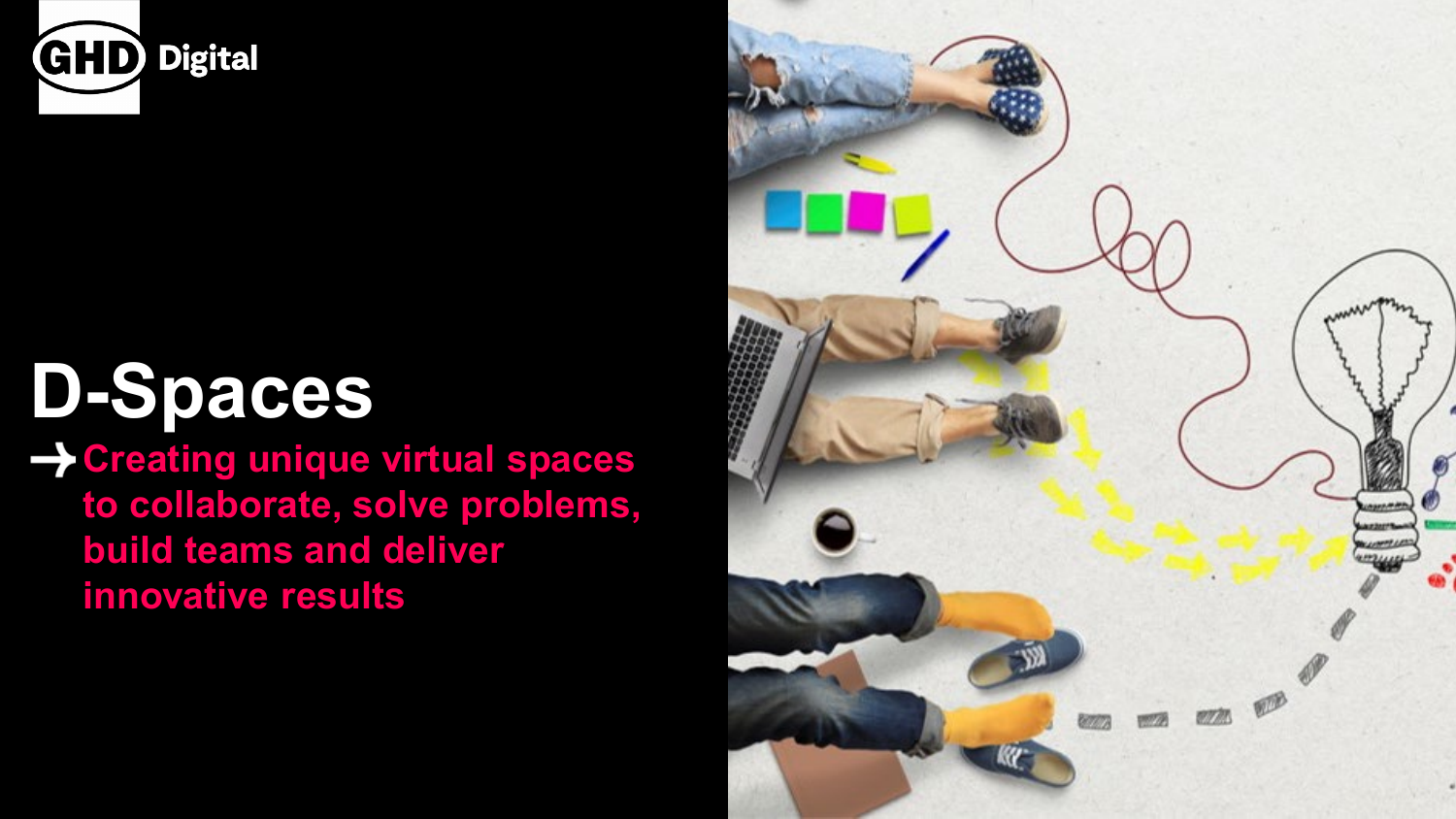GHD Digital

# D-Spaces

→ Creating unique virtual spaces to collaborate, solve problems, build teams and deliver innovative results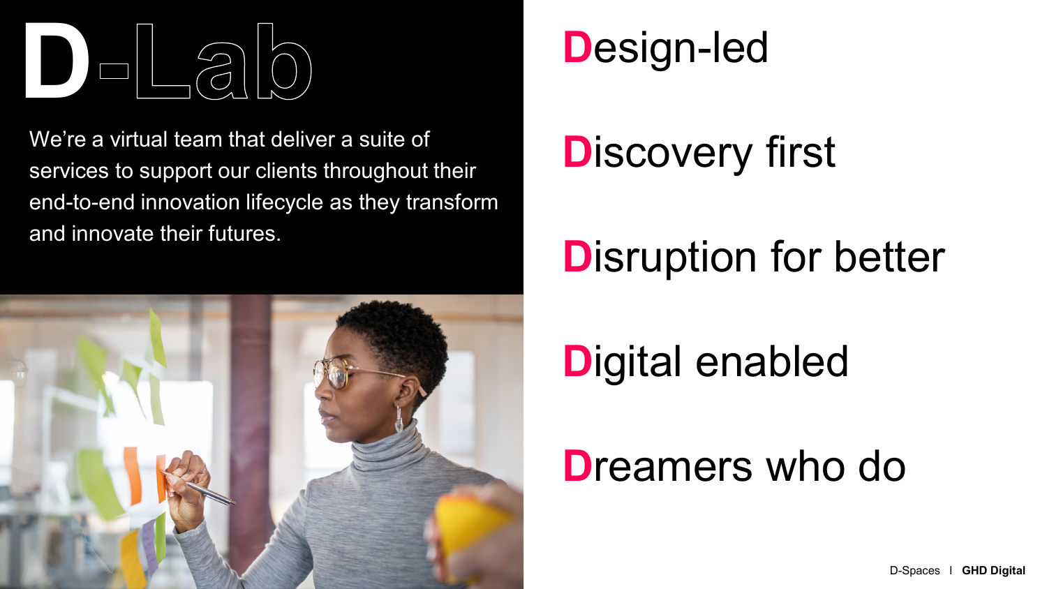# D-Lab

We're a virtual team that deliver a suite of services to support our clients throughout their end-to-end innovation lifecycle as they transform and innovate their futures.

**D**esign-led

**D**iscovery first

**D**isruption for better

**D**igital enabled

**D**reamers who do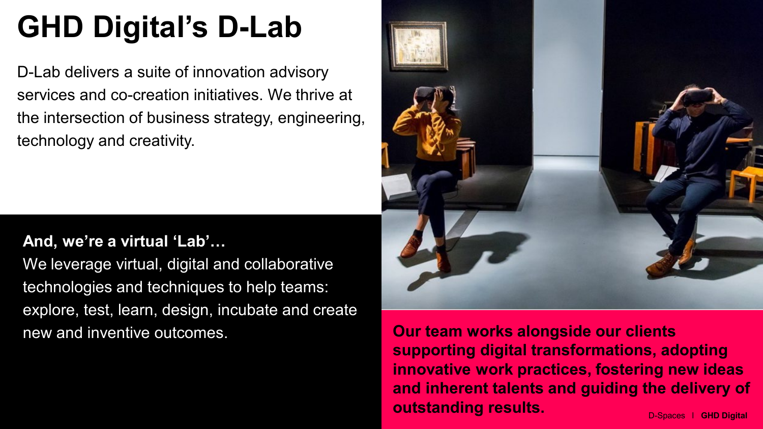# GHD Digital's D-Lab

D-Lab delivers a suite of innovation advisory services and co-creation initiatives. We thrive at the intersection of business strategy, engineering, technology and creativity.

**And, we're a virtual 'Lab'…**

We leverage virtual, digital and collaborative technologies and techniques to help teams: explore, test, learn, design, incubate and create new and inventive outcomes.

**Our team works alongside our clients supporting digital transformations, adopting innovative work practices, fostering new ideas and inherent talents and guiding the delivery of outstanding results.**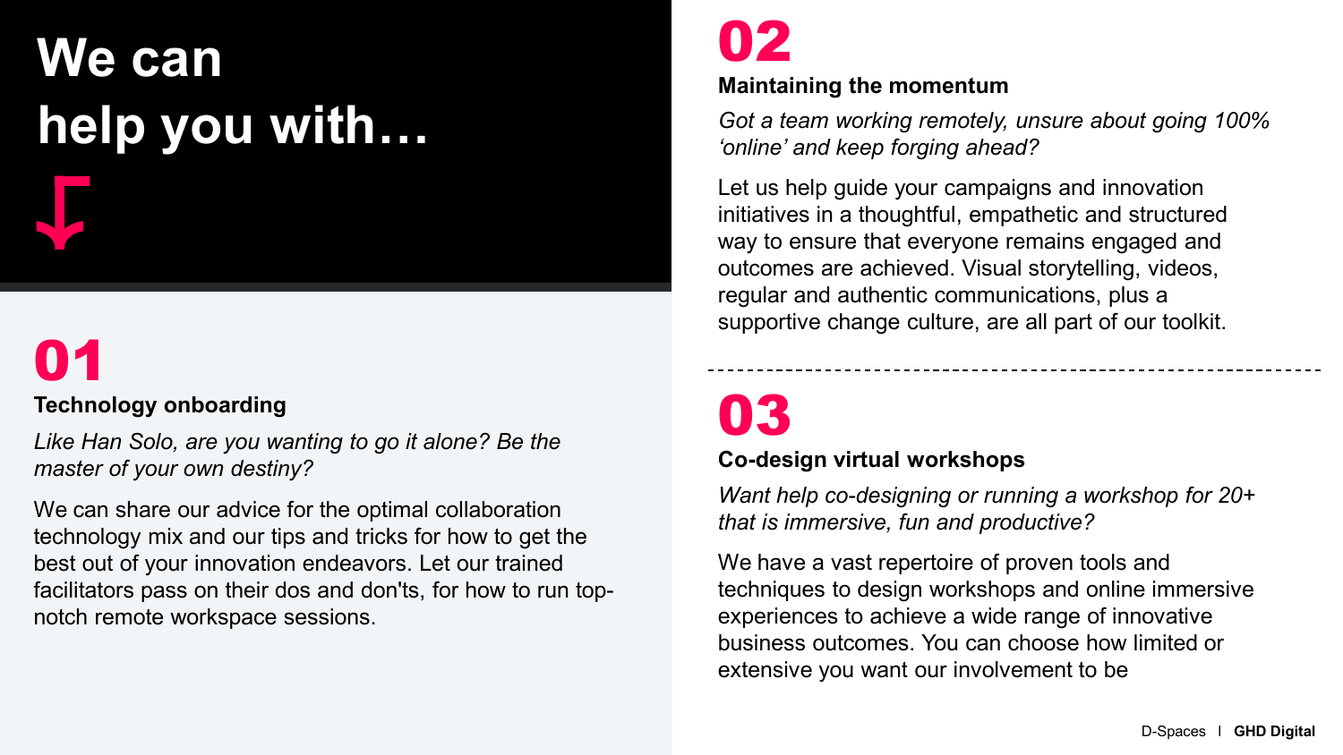# We can help you with…

## 01

### Technology onboarding

*Like Han Solo, are you wanting to go it alone? Be the master of your own destiny?*

We can share our advice for the optimal collaboration technology mix and our tips and tricks for how to get the best out of your innovation endeavors. Let our trained facilitators pass on their dos and don'ts, for how to run top-notch remote workspace sessions.

## 02

### Maintaining the momentum

*Got a team working remotely, unsure about going 100% ‘online’ and keep forging ahead?*

Let us help guide your campaigns and innovation initiatives in a thoughtful, empathetic and structured way to ensure that everyone remains engaged and outcomes are achieved. Visual storytelling, videos, regular and authentic communications, plus a supportive change culture, are all part of our toolkit.

## 03

### Co-design virtual workshops

*Want help co-designing or running a workshop for 20+ that is immersive, fun and productive?*

We have a vast repertoire of proven tools and techniques to design workshops and online immersive experiences to achieve a wide range of innovative business outcomes. You can choose how limited or extensive you want our involvement to be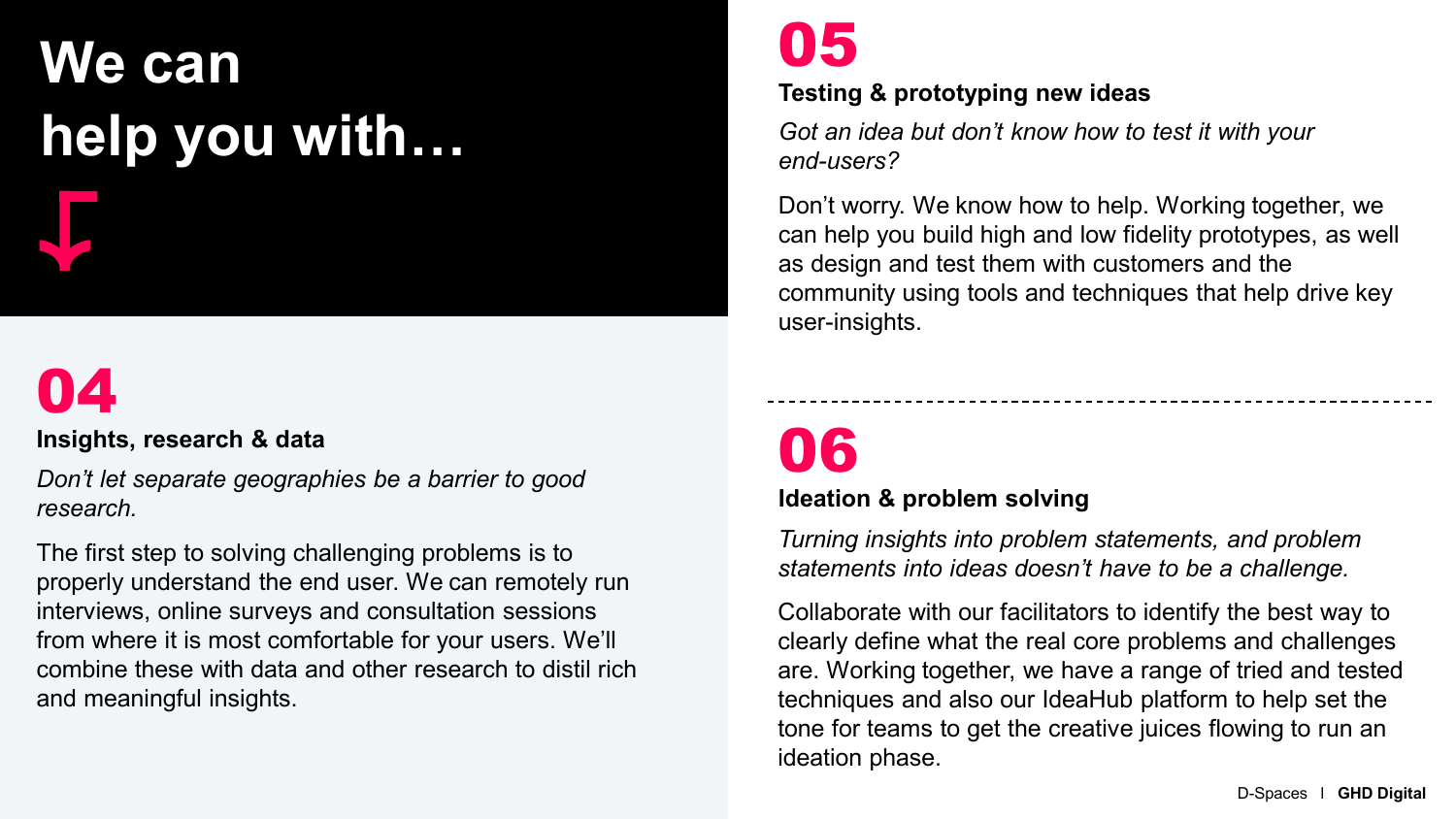# We can help you with…

## 04

**Insights, research & data**

*Don't let separate geographies be a barrier to good research.*

The first step to solving challenging problems is to properly understand the end user. We can remotely run interviews, online surveys and consultation sessions from where it is most comfortable for your users. We'll combine these with data and other research to distil rich and meaningful insights.

## 05

**Testing & prototyping new ideas**

*Got an idea but don't know how to test it with your end-users?*

Don't worry. We know how to help. Working together, we can help you build high and low fidelity prototypes, as well as design and test them with customers and the community using tools and techniques that help drive key user-insights.

---

## 06

**Ideation & problem solving**

*Turning insights into problem statements, and problem statements into ideas doesn't have to be a challenge.*

Collaborate with our facilitators to identify the best way to clearly define what the real core problems and challenges are. Working together, we have a range of tried and tested techniques and also our IdeaHub platform to help set the tone for teams to get the creative juices flowing to run an ideation phase.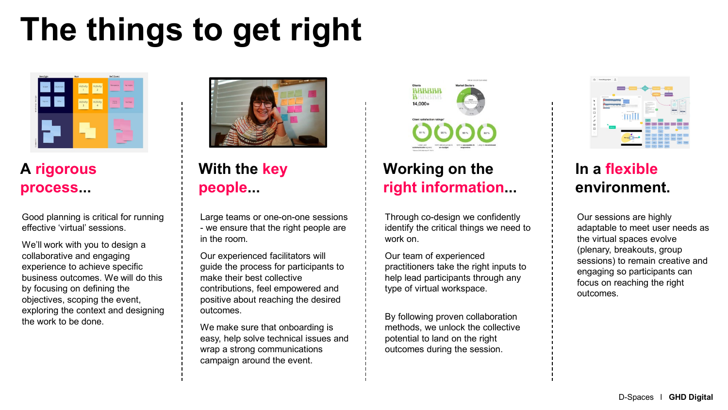# The things to get right

## A rigorous process...

Good planning is critical for running effective 'virtual' sessions.

We'll work with you to design a collaborative and engaging experience to achieve specific business outcomes. We will do this by focusing on defining the objectives, scoping the event, exploring the context and designing the work to be done.

## With the key people...

Large teams or one-on-one sessions - we ensure that the right people are in the room.

Our experienced facilitators will guide the process for participants to make their best collective contributions, feel empowered and positive about reaching the desired outcomes.

We make sure that onboarding is easy, help solve technical issues and wrap a strong communications campaign around the event.

## Working on the right information...

Through co-design we confidently identify the critical things we need to work on.

Our team of experienced practitioners take the right inputs to help lead participants through any type of virtual workspace.

By following proven collaboration methods, we unlock the collective potential to land on the right outcomes during the session.

## In a flexible environment.

Our sessions are highly adaptable to meet user needs as the virtual spaces evolve (plenary, breakouts, group sessions) to remain creative and engaging so participants can focus on reaching the right outcomes.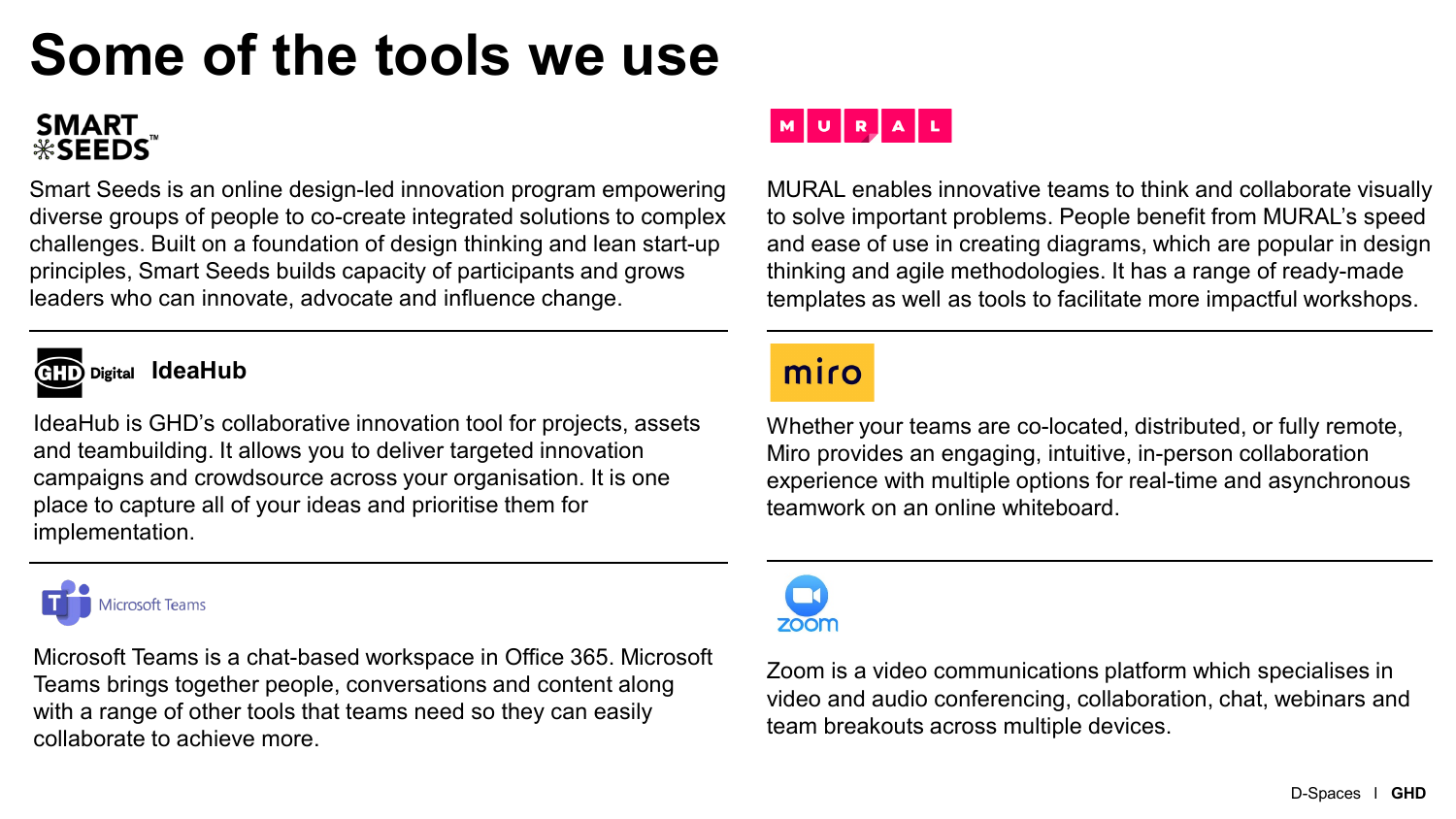# Some of the tools we use

**SMART SEEDS**

Smart Seeds is an online design-led innovation program empowering diverse groups of people to co-create integrated solutions to complex challenges. Built on a foundation of design thinking and lean start-up principles, Smart Seeds builds capacity of participants and grows leaders who can innovate, advocate and influence change.

**GHD Digital IdeaHub**

IdeaHub is GHD's collaborative innovation tool for projects, assets and teambuilding. It allows you to deliver targeted innovation campaigns and crowdsource across your organisation. It is one place to capture all of your ideas and prioritise them for implementation.

**Microsoft Teams**

Microsoft Teams is a chat-based workspace in Office 365. Microsoft Teams brings together people, conversations and content along with a range of other tools that teams need so they can easily collaborate to achieve more.

**MURAL**

MURAL enables innovative teams to think and collaborate visually to solve important problems. People benefit from MURAL's speed and ease of use in creating diagrams, which are popular in design thinking and agile methodologies. It has a range of ready-made templates as well as tools to facilitate more impactful workshops.

**miro**

Whether your teams are co-located, distributed, or fully remote, Miro provides an engaging, intuitive, in-person collaboration experience with multiple options for real-time and asynchronous teamwork on an online whiteboard.

**zoom**

Zoom is a video communications platform which specialises in video and audio conferencing, collaboration, chat, webinars and team breakouts across multiple devices.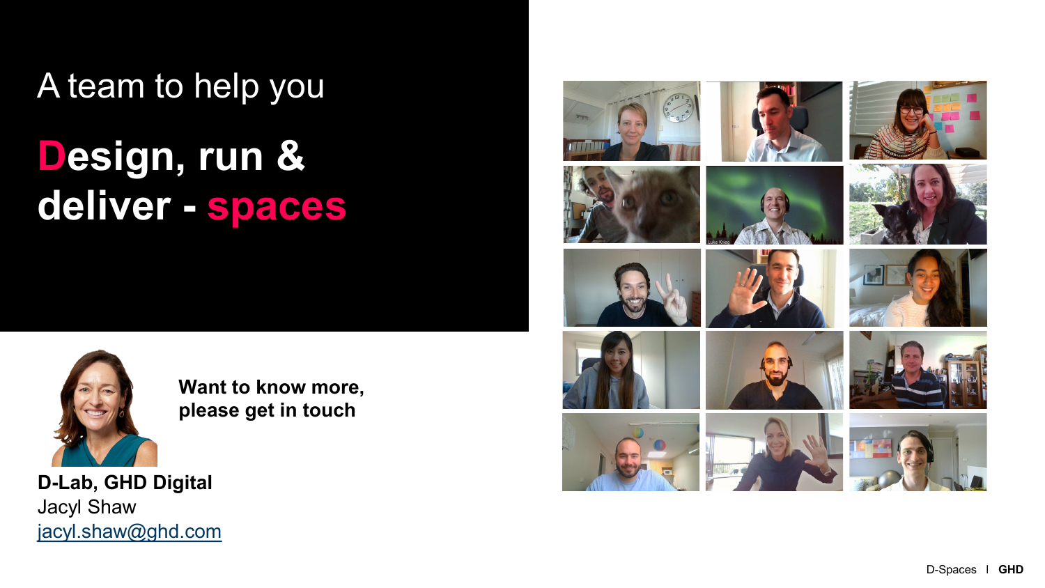# A team to help you

## Design, run & deliver - spaces

**Want to know more, please get in touch**

**D-Lab, GHD Digital**
Jacyl Shaw
jacyl.shaw@ghd.com